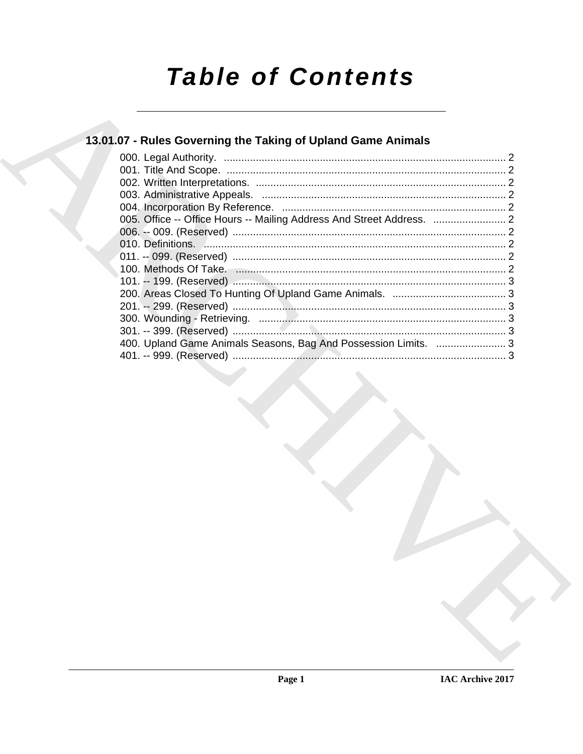# Table of Contents

## 13.01.07 - Rules Governing the Taking of Upland Game Animals

000. Legal Authority. ........................................................................................... 2
001. Title And Scope. ............................................................................................. 2
002. Written Interpretations. ................................................................................. 2
003. Administrative Appeals. ................................................................................. 2
004. Incorporation By Reference. .......................................................................... 2
005. Office -- Office Hours -- Mailing Address And Street Address. ......................... 2
006. -- 009. (Reserved) ............................................................................................ 2
010. Definitions. ...................................................................................................... 2
011. -- 099. (Reserved) ............................................................................................ 2
100. Methods Of Take. ............................................................................................ 2
101. -- 199. (Reserved) ............................................................................................ 3
200. Areas Closed To Hunting Of Upland Game Animals. ....................................... 3
201. -- 299. (Reserved) ............................................................................................ 3
300. Wounding - Retrieving. .................................................................................... 3
301. -- 399. (Reserved) ............................................................................................ 3
400. Upland Game Animals Seasons, Bag And Possession Limits. ........................ 3
401. -- 999. (Reserved) ............................................................................................ 3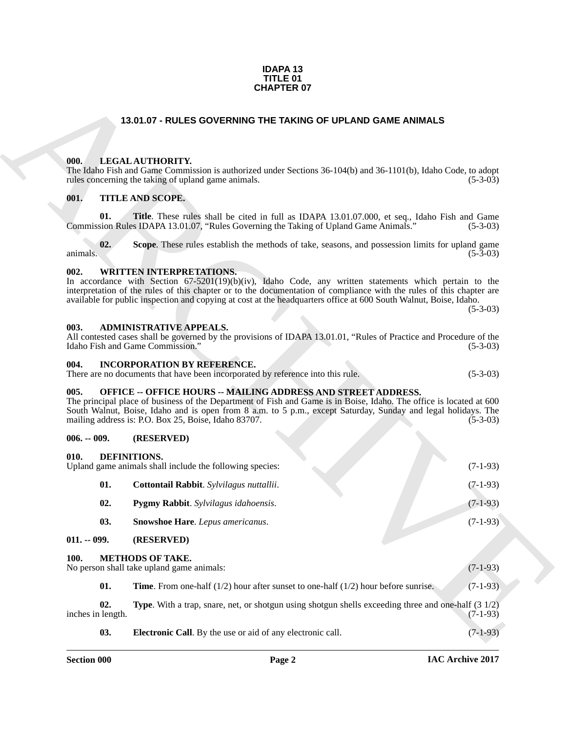**IDAPA 13**
**TITLE 01**
**CHAPTER 07**

# 13.01.07 - RULES GOVERNING THE TAKING OF UPLAND GAME ANIMALS

## 000. LEGAL AUTHORITY.

The Idaho Fish and Game Commission is authorized under Sections 36-104(b) and 36-1101(b), Idaho Code, to adopt rules concerning the taking of upland game animals. (5-3-03)

## 001. TITLE AND SCOPE.

**01. Title**. These rules shall be cited in full as IDAPA 13.01.07.000, et seq., Idaho Fish and Game Commission Rules IDAPA 13.01.07, "Rules Governing the Taking of Upland Game Animals." (5-3-03)

**02. Scope**. These rules establish the methods of take, seasons, and possession limits for upland game animals. (5-3-03)

## 002. WRITTEN INTERPRETATIONS.

In accordance with Section 67-5201(19)(b)(iv), Idaho Code, any written statements which pertain to the interpretation of the rules of this chapter or to the documentation of compliance with the rules of this chapter are available for public inspection and copying at cost at the headquarters office at 600 South Walnut, Boise, Idaho. (5-3-03)

## 003. ADMINISTRATIVE APPEALS.

All contested cases shall be governed by the provisions of IDAPA 13.01.01, "Rules of Practice and Procedure of the Idaho Fish and Game Commission." (5-3-03)

## 004. INCORPORATION BY REFERENCE.

There are no documents that have been incorporated by reference into this rule. (5-3-03)

## 005. OFFICE -- OFFICE HOURS -- MAILING ADDRESS AND STREET ADDRESS.

The principal place of business of the Department of Fish and Game is in Boise, Idaho. The office is located at 600 South Walnut, Boise, Idaho and is open from 8 a.m. to 5 p.m., except Saturday, Sunday and legal holidays. The mailing address is: P.O. Box 25, Boise, Idaho 83707. (5-3-03)

## 006. -- 009. (RESERVED)

## 010. DEFINITIONS.

Upland game animals shall include the following species: (7-1-93)

**01. Cottontail Rabbit**. *Sylvilagus nuttallii*. (7-1-93)

**02. Pygmy Rabbit**. *Sylvilagus idahoensis*. (7-1-93)

**03. Snowshoe Hare**. *Lepus americanus*. (7-1-93)

## 011. -- 099. (RESERVED)

## 100. METHODS OF TAKE.

No person shall take upland game animals: (7-1-93)

**01. Time**. From one-half (1/2) hour after sunset to one-half (1/2) hour before sunrise. (7-1-93)

**02. Type**. With a trap, snare, net, or shotgun using shotgun shells exceeding three and one-half (3 1/2) inches in length. (7-1-93)

**03. Electronic Call**. By the use or aid of any electronic call. (7-1-93)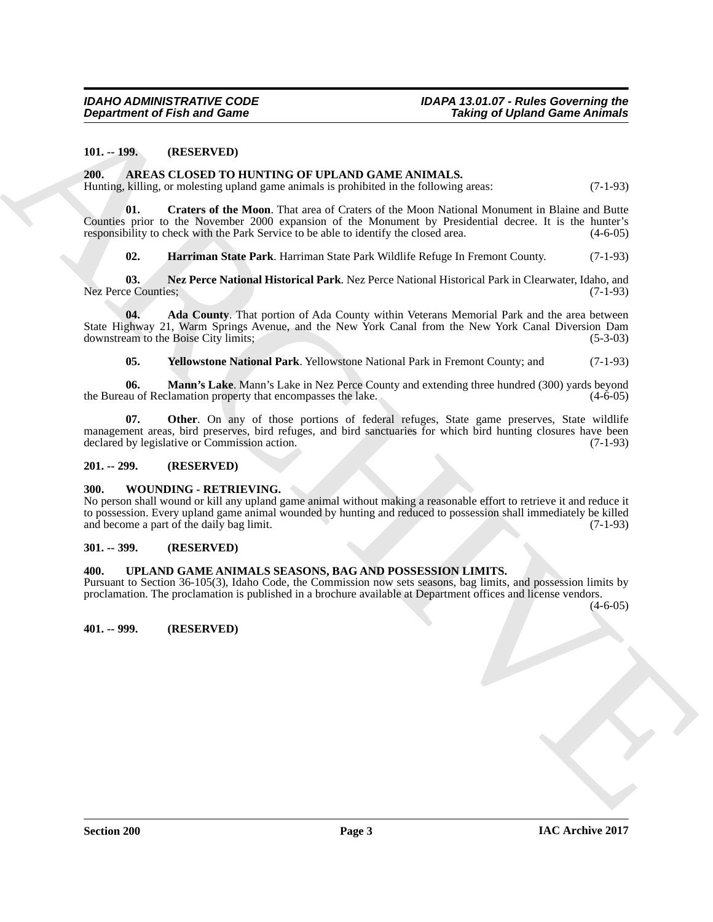**101. -- 199. (RESERVED)**

**200. AREAS CLOSED TO HUNTING OF UPLAND GAME ANIMALS.**

Hunting, killing, or molesting upland game animals is prohibited in the following areas: (7-1-93)

**01. Craters of the Moon**. That area of Craters of the Moon National Monument in Blaine and Butte Counties prior to the November 2000 expansion of the Monument by Presidential decree. It is the hunter's responsibility to check with the Park Service to be able to identify the closed area. (4-6-05)

**02. Harriman State Park**. Harriman State Park Wildlife Refuge In Fremont County. (7-1-93)

**03. Nez Perce National Historical Park**. Nez Perce National Historical Park in Clearwater, Idaho, and Nez Perce Counties; (7-1-93)

**04. Ada County**. That portion of Ada County within Veterans Memorial Park and the area between State Highway 21, Warm Springs Avenue, and the New York Canal from the New York Canal Diversion Dam downstream to the Boise City limits; (5-3-03)

**05. Yellowstone National Park**. Yellowstone National Park in Fremont County; and (7-1-93)

**06. Mann's Lake**. Mann's Lake in Nez Perce County and extending three hundred (300) yards beyond the Bureau of Reclamation property that encompasses the lake. (4-6-05)

**07. Other**. On any of those portions of federal refuges, State game preserves, State wildlife management areas, bird preserves, bird refuges, and bird sanctuaries for which bird hunting closures have been declared by legislative or Commission action. (7-1-93)

**201. -- 299. (RESERVED)**

**300. WOUNDING - RETRIEVING.**

No person shall wound or kill any upland game animal without making a reasonable effort to retrieve it and reduce it to possession. Every upland game animal wounded by hunting and reduced to possession shall immediately be killed and become a part of the daily bag limit. (7-1-93)

**301. -- 399. (RESERVED)**

**400. UPLAND GAME ANIMALS SEASONS, BAG AND POSSESSION LIMITS.**

Pursuant to Section 36-105(3), Idaho Code, the Commission now sets seasons, bag limits, and possession limits by proclamation. The proclamation is published in a brochure available at Department offices and license vendors. (4-6-05)

**401. -- 999. (RESERVED)**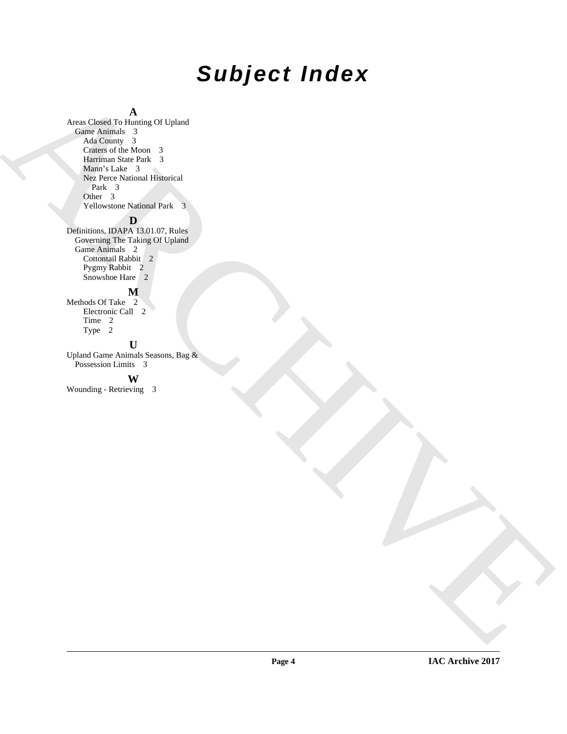# *Subject Index*

**A**

Areas Closed To Hunting Of Upland Game Animals 3
- Ada County 3
- Craters of the Moon 3
- Harriman State Park 3
- Mann's Lake 3
- Nez Perce National Historical Park 3
- Other 3
- Yellowstone National Park 3

**D**

Definitions, IDAPA 13.01.07, Rules Governing The Taking Of Upland Game Animals 2
- Cottontail Rabbit 2
- Pygmy Rabbit 2
- Snowshoe Hare 2

**M**

Methods Of Take 2
- Electronic Call 2
- Time 2
- Type 2

**U**

Upland Game Animals Seasons, Bag & Possession Limits 3

**W**

Wounding - Retrieving 3